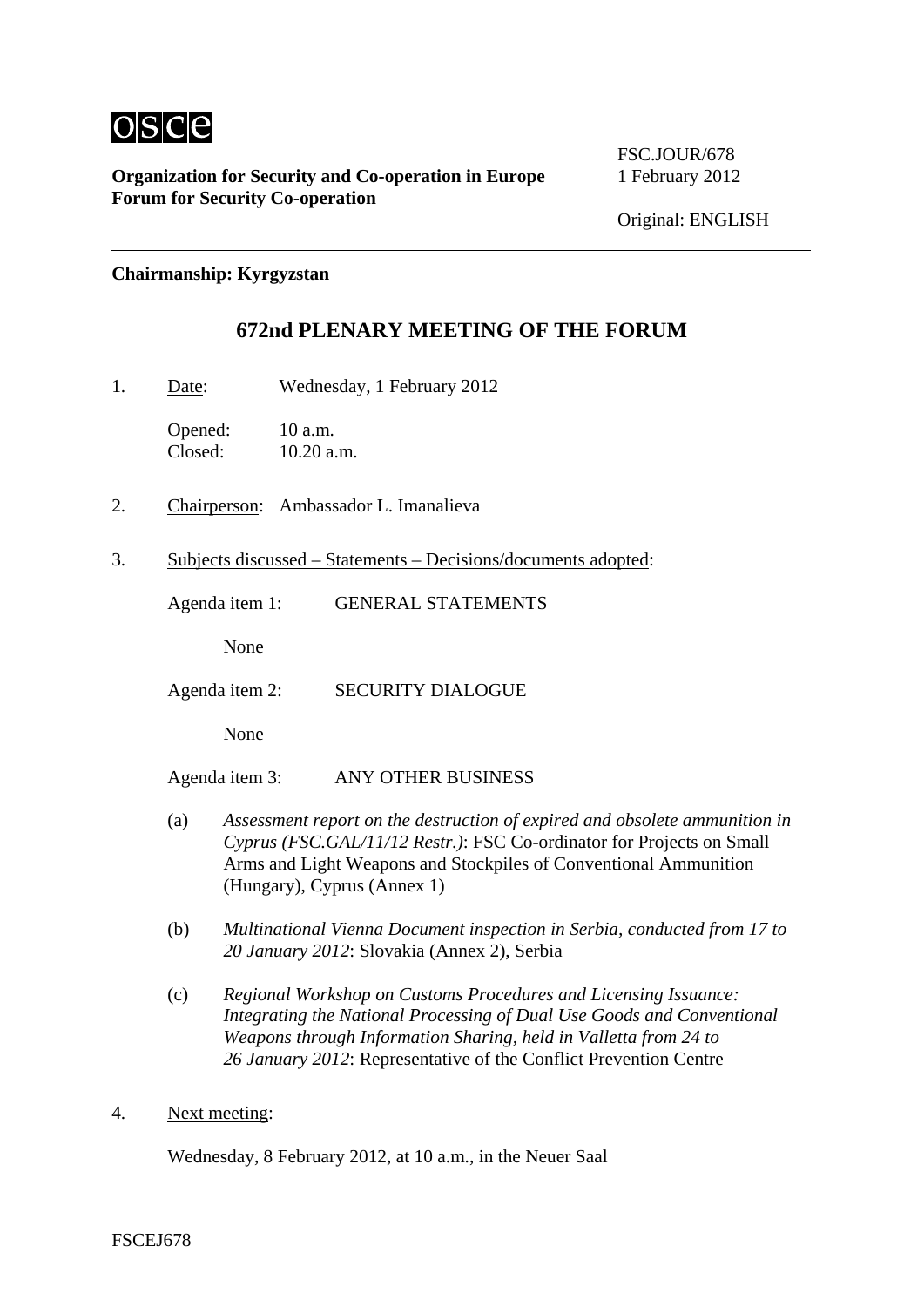osce

**Organization for Security and Co-operation in Europe**
**Forum for Security Co-operation**

FSC.JOUR/678
1 February 2012

Original: ENGLISH

---

**Chairmanship: Kyrgyzstan**

# 672nd PLENARY MEETING OF THE FORUM

1. Date: Wednesday, 1 February 2012

   Opened: 10 a.m.
   Closed: 10.20 a.m.

2. Chairperson: Ambassador L. Imanalieva

3. Subjects discussed – Statements – Decisions/documents adopted:

   Agenda item 1: GENERAL STATEMENTS

   None

   Agenda item 2: SECURITY DIALOGUE

   None

   Agenda item 3: ANY OTHER BUSINESS

   (a) *Assessment report on the destruction of expired and obsolete ammunition in Cyprus (FSC.GAL/11/12 Restr.)*: FSC Co-ordinator for Projects on Small Arms and Light Weapons and Stockpiles of Conventional Ammunition (Hungary), Cyprus (Annex 1)

   (b) *Multinational Vienna Document inspection in Serbia, conducted from 17 to 20 January 2012*: Slovakia (Annex 2), Serbia

   (c) *Regional Workshop on Customs Procedures and Licensing Issuance: Integrating the National Processing of Dual Use Goods and Conventional Weapons through Information Sharing, held in Valletta from 24 to 26 January 2012*: Representative of the Conflict Prevention Centre

4. Next meeting:

   Wednesday, 8 February 2012, at 10 a.m., in the Neuer Saal

FSCEJ678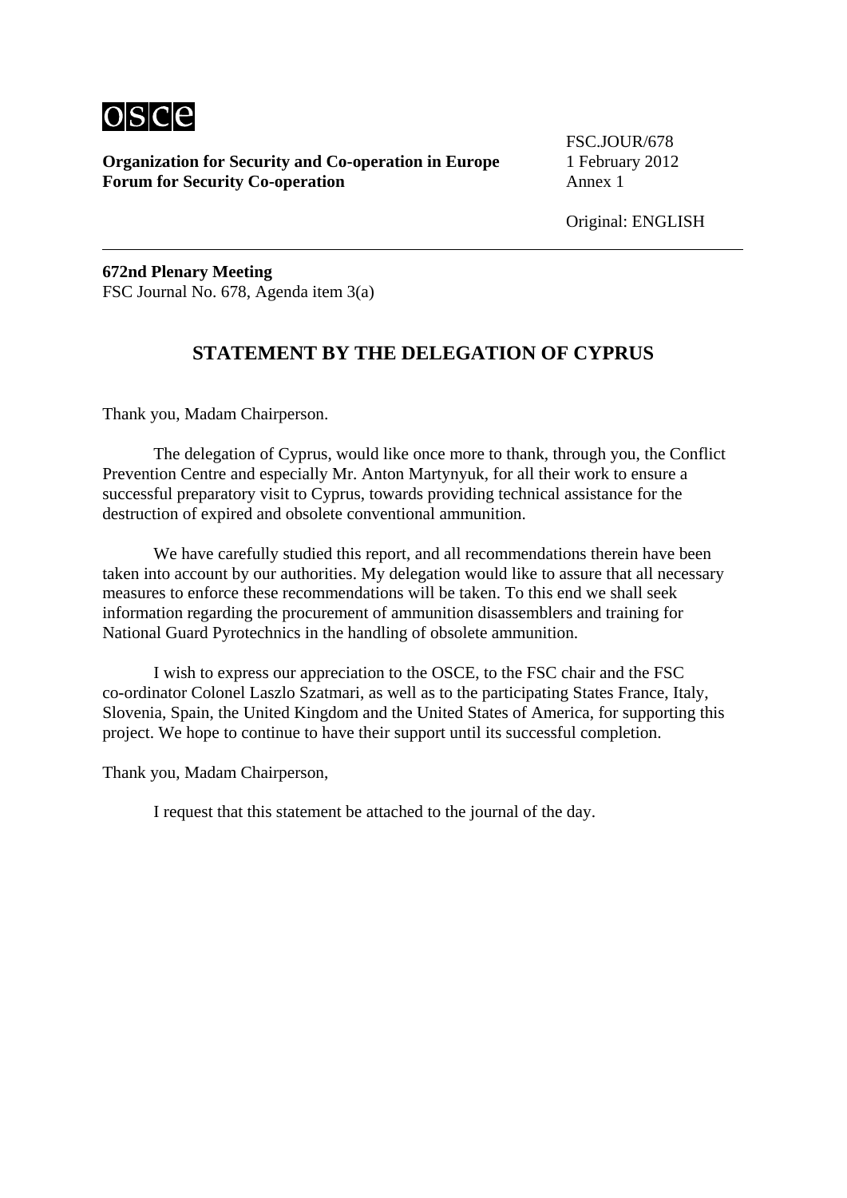**Organization for Security and Co-operation in Europe**
**Forum for Security Co-operation**

FSC.JOUR/678
1 February 2012
Annex 1

Original: ENGLISH

---

**672nd Plenary Meeting**
FSC Journal No. 678, Agenda item 3(a)

## STATEMENT BY THE DELEGATION OF CYPRUS

Thank you, Madam Chairperson.

The delegation of Cyprus, would like once more to thank, through you, the Conflict Prevention Centre and especially Mr. Anton Martynyuk, for all their work to ensure a successful preparatory visit to Cyprus, towards providing technical assistance for the destruction of expired and obsolete conventional ammunition.

We have carefully studied this report, and all recommendations therein have been taken into account by our authorities. My delegation would like to assure that all necessary measures to enforce these recommendations will be taken. To this end we shall seek information regarding the procurement of ammunition disassemblers and training for National Guard Pyrotechnics in the handling of obsolete ammunition.

I wish to express our appreciation to the OSCE, to the FSC chair and the FSC co-ordinator Colonel Laszlo Szatmari, as well as to the participating States France, Italy, Slovenia, Spain, the United Kingdom and the United States of America, for supporting this project. We hope to continue to have their support until its successful completion.

Thank you, Madam Chairperson,

I request that this statement be attached to the journal of the day.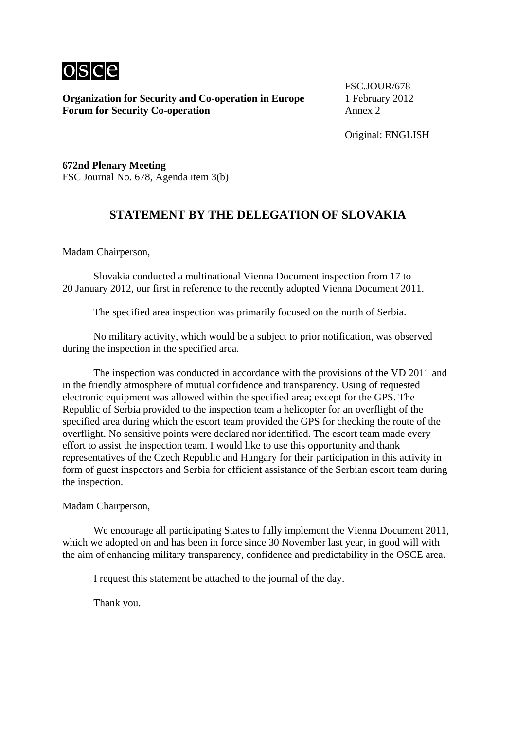**Organization for Security and Co-operation in Europe**
**Forum for Security Co-operation**

FSC.JOUR/678
1 February 2012
Annex 2

Original: ENGLISH

**672nd Plenary Meeting**
FSC Journal No. 678, Agenda item 3(b)

## STATEMENT BY THE DELEGATION OF SLOVAKIA

Madam Chairperson,

Slovakia conducted a multinational Vienna Document inspection from 17 to 20 January 2012, our first in reference to the recently adopted Vienna Document 2011.

The specified area inspection was primarily focused on the north of Serbia.

No military activity, which would be a subject to prior notification, was observed during the inspection in the specified area.

The inspection was conducted in accordance with the provisions of the VD 2011 and in the friendly atmosphere of mutual confidence and transparency. Using of requested electronic equipment was allowed within the specified area; except for the GPS. The Republic of Serbia provided to the inspection team a helicopter for an overflight of the specified area during which the escort team provided the GPS for checking the route of the overflight. No sensitive points were declared nor identified. The escort team made every effort to assist the inspection team. I would like to use this opportunity and thank representatives of the Czech Republic and Hungary for their participation in this activity in form of guest inspectors and Serbia for efficient assistance of the Serbian escort team during the inspection.

Madam Chairperson,

We encourage all participating States to fully implement the Vienna Document 2011, which we adopted on and has been in force since 30 November last year, in good will with the aim of enhancing military transparency, confidence and predictability in the OSCE area.

I request this statement be attached to the journal of the day.

Thank you.